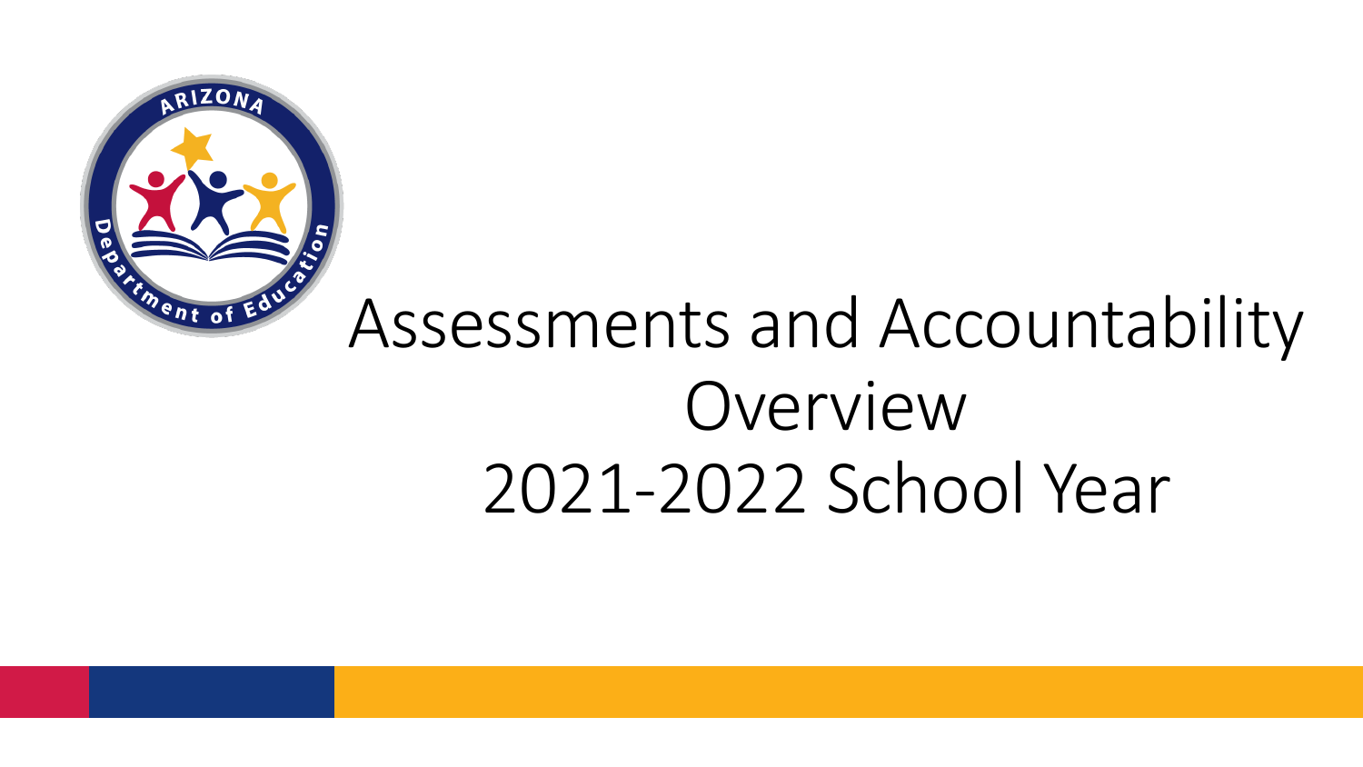# Assessments and Accountability Overview 2021-2022 School Year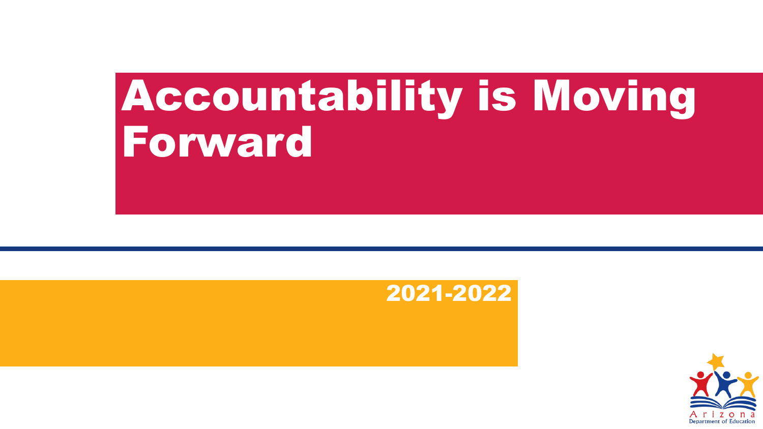# Accountability is Moving Forward

2021-2022

Arizona Department of Education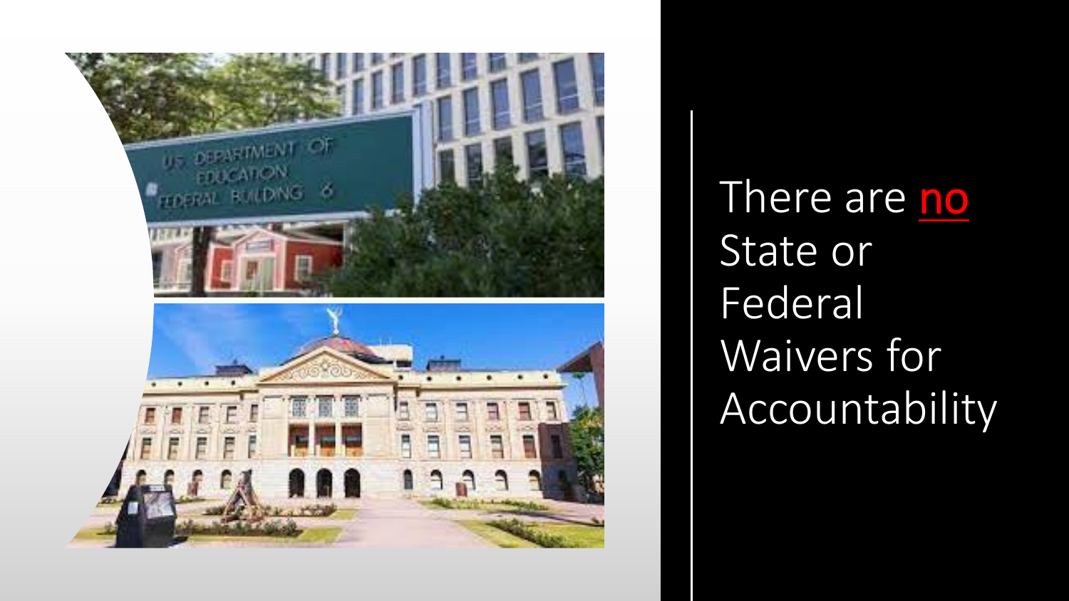There are **no** State or Federal Waivers for Accountability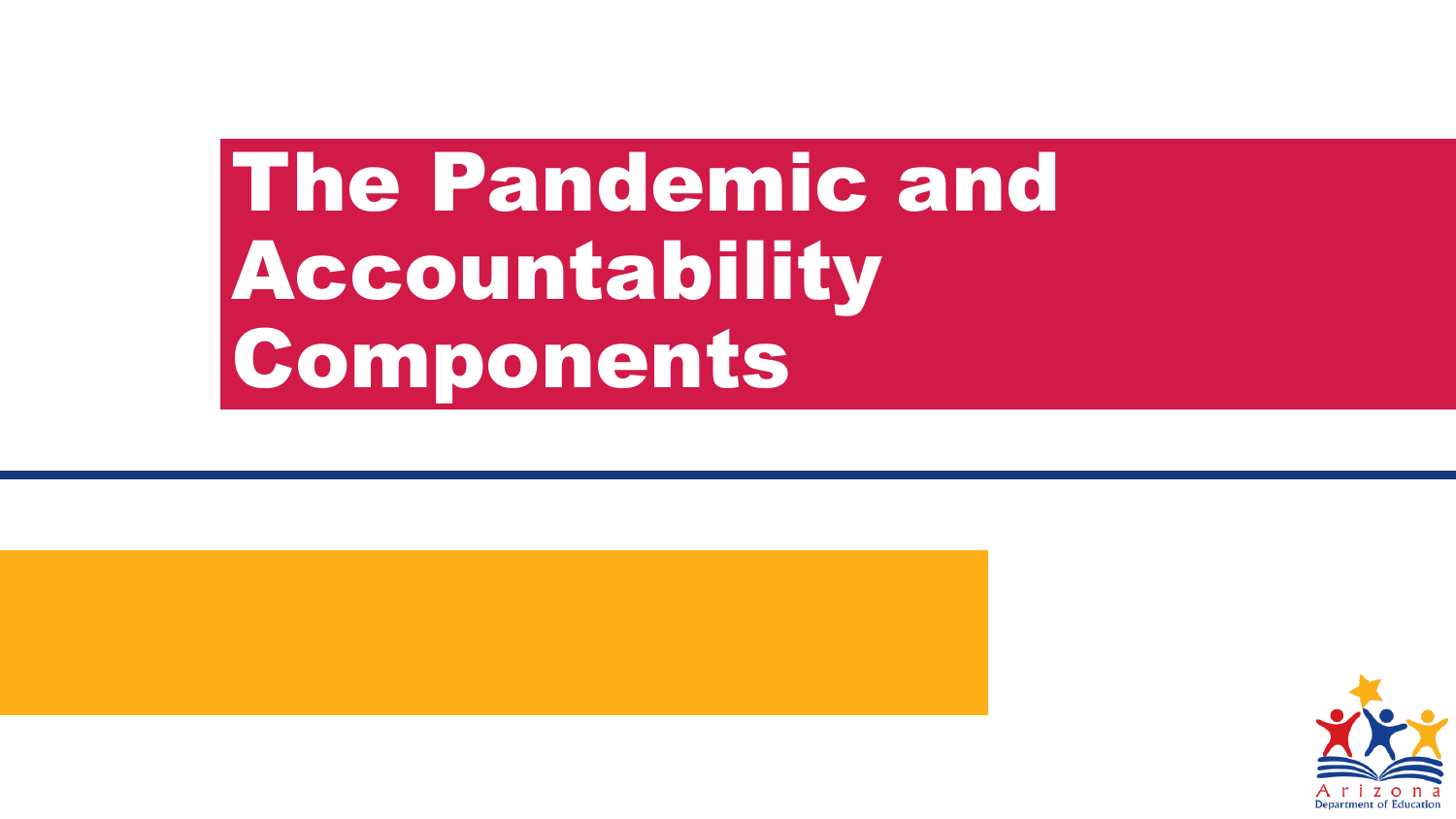# The Pandemic and Accountability Components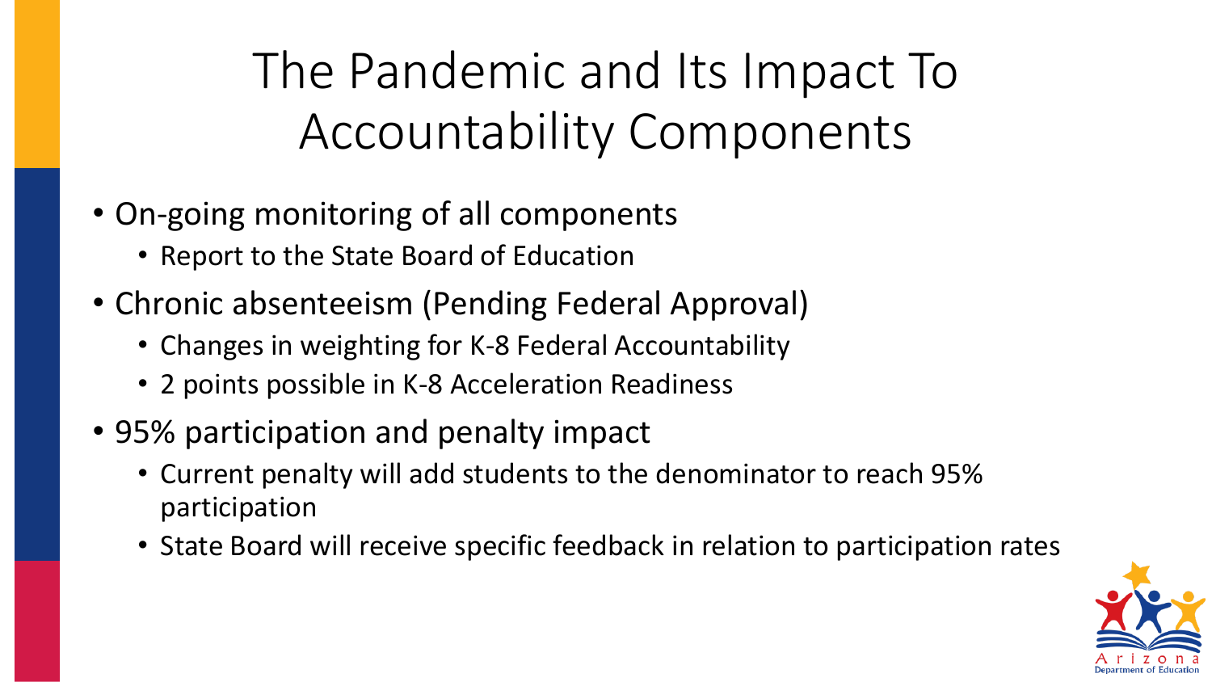# The Pandemic and Its Impact To Accountability Components

- On-going monitoring of all components
  - Report to the State Board of Education
- Chronic absenteeism (Pending Federal Approval)
  - Changes in weighting for K-8 Federal Accountability
  - 2 points possible in K-8 Acceleration Readiness
- 95% participation and penalty impact
  - Current penalty will add students to the denominator to reach 95% participation
  - State Board will receive specific feedback in relation to participation rates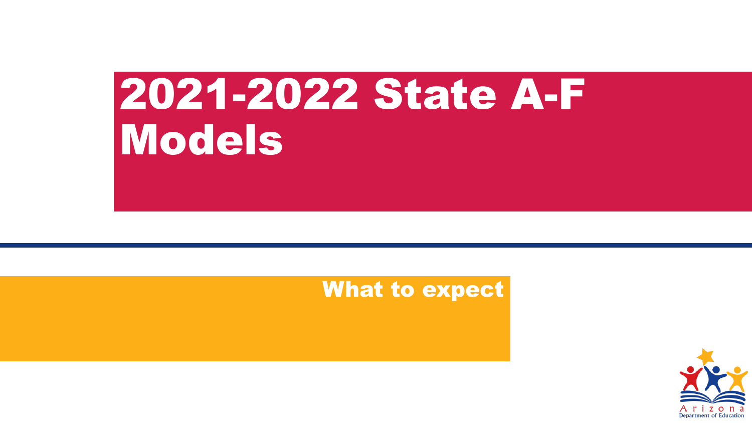# 2021-2022 State A-F Models

## What to expect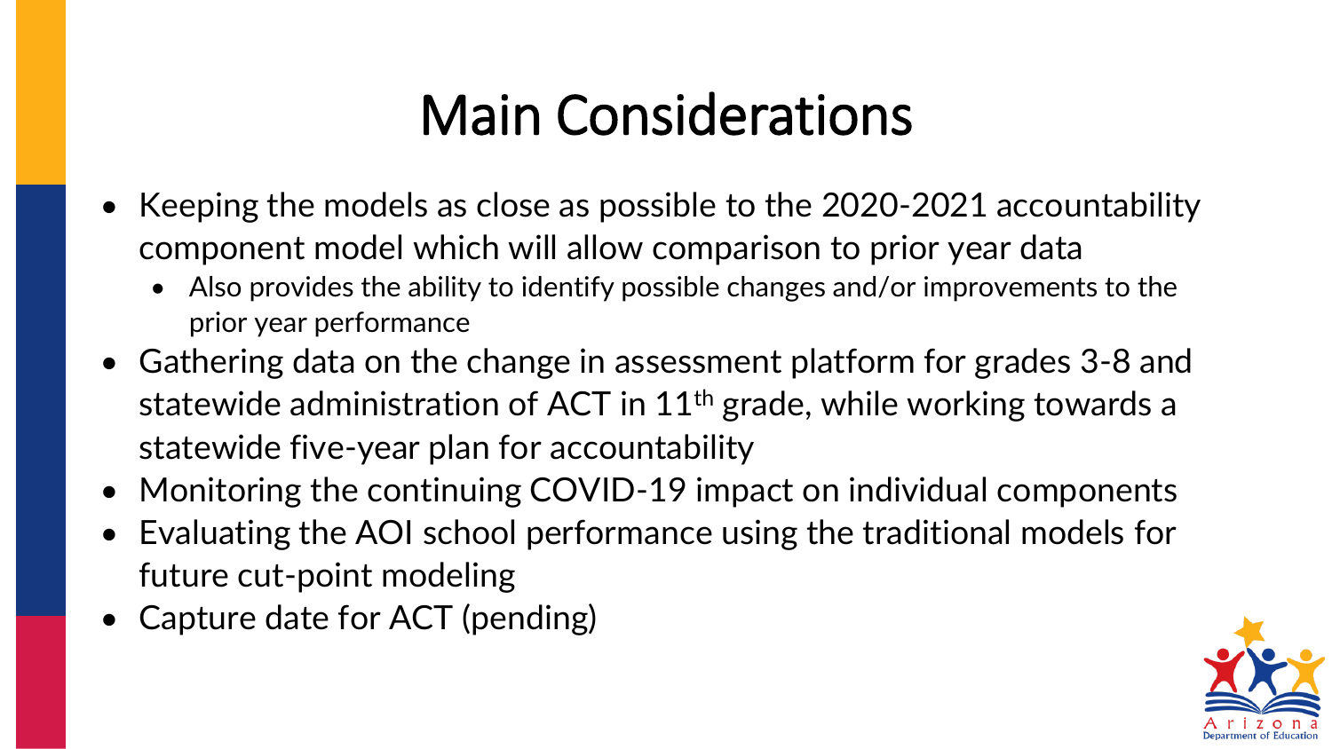# Main Considerations

- Keeping the models as close as possible to the 2020-2021 accountability component model which will allow comparison to prior year data
  - Also provides the ability to identify possible changes and/or improvements to the prior year performance
- Gathering data on the change in assessment platform for grades 3-8 and statewide administration of ACT in 11th grade, while working towards a statewide five-year plan for accountability
- Monitoring the continuing COVID-19 impact on individual components
- Evaluating the AOI school performance using the traditional models for future cut-point modeling
- Capture date for ACT (pending)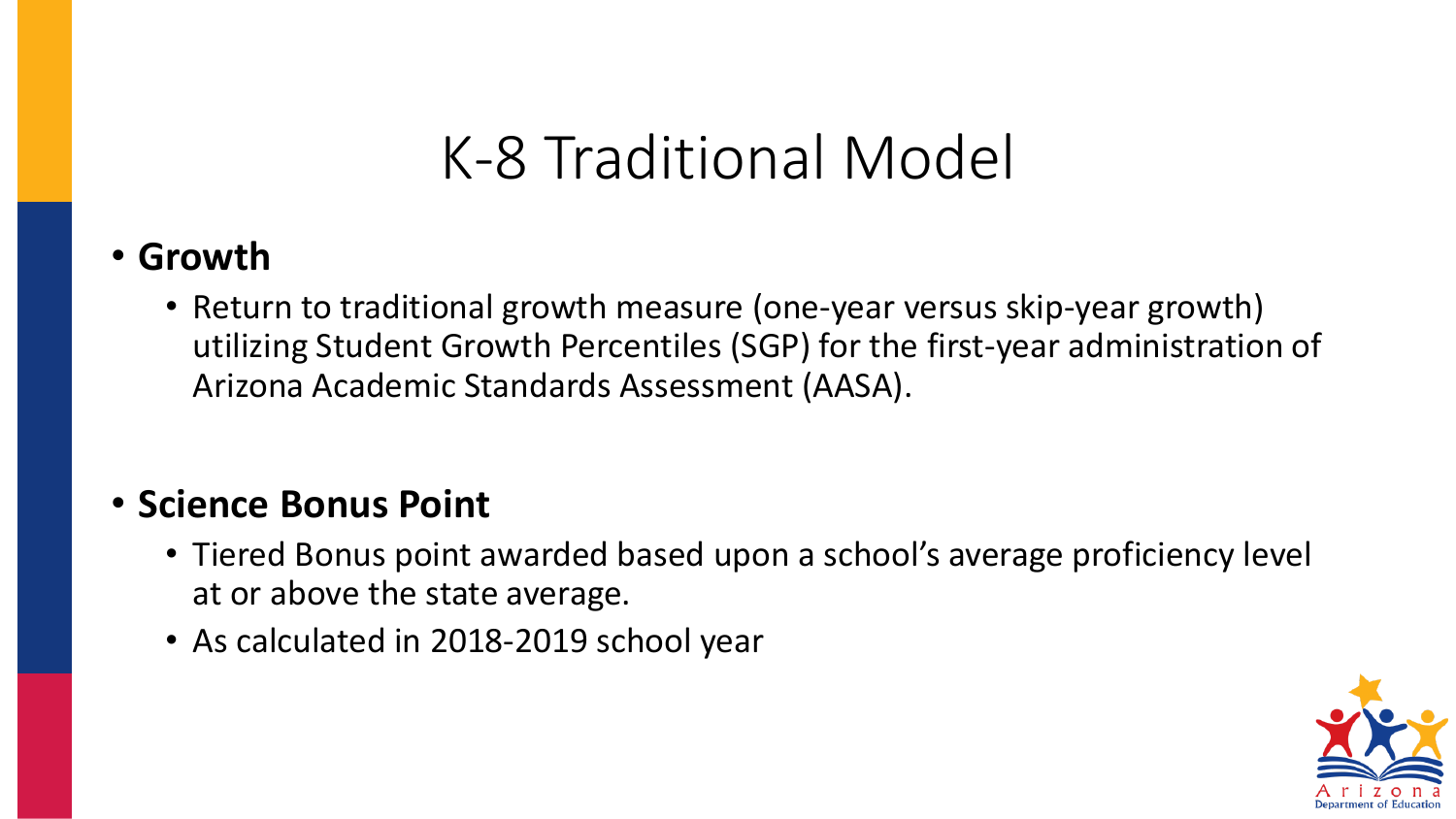# K-8 Traditional Model

- **Growth**
  - Return to traditional growth measure (one-year versus skip-year growth) utilizing Student Growth Percentiles (SGP) for the first-year administration of Arizona Academic Standards Assessment (AASA).

- **Science Bonus Point**
  - Tiered Bonus point awarded based upon a school's average proficiency level at or above the state average.
  - As calculated in 2018-2019 school year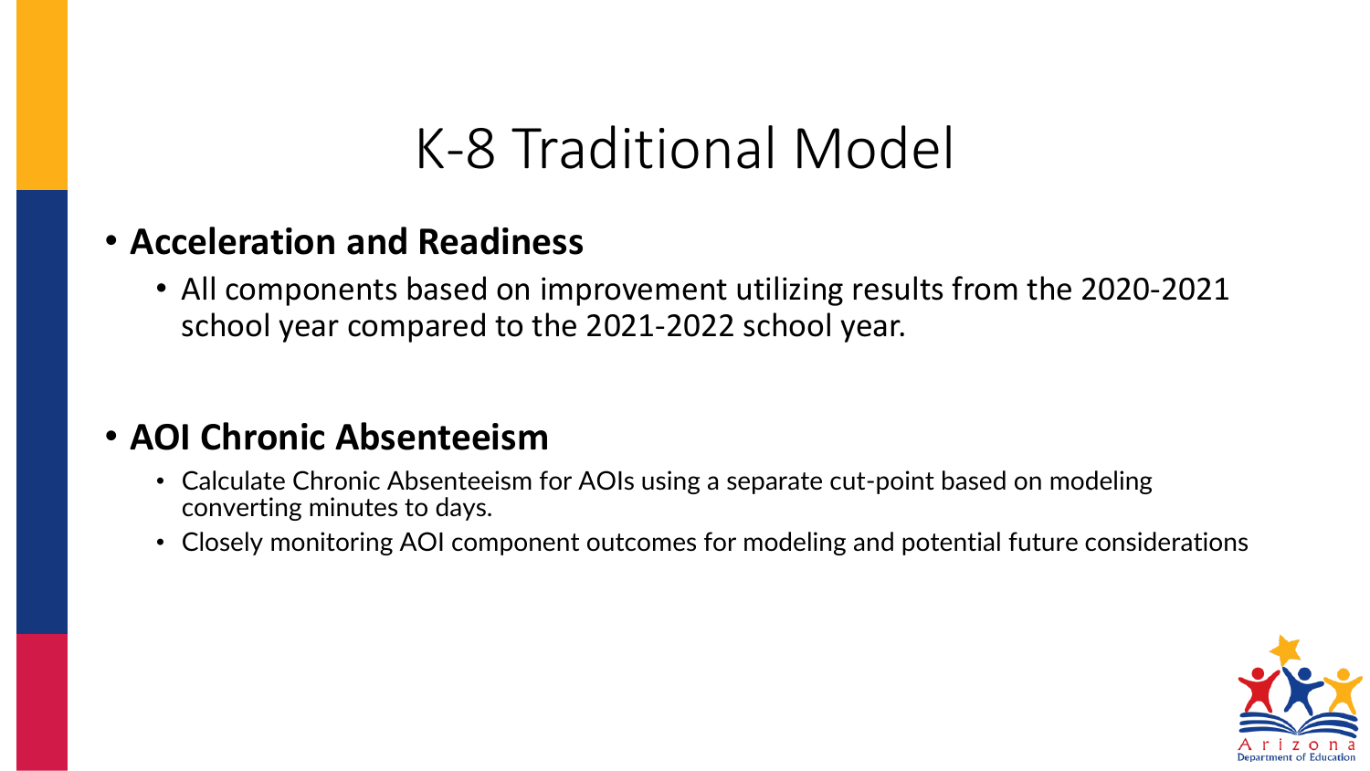# K-8 Traditional Model

- **Acceleration and Readiness**
  - All components based on improvement utilizing results from the 2020-2021 school year compared to the 2021-2022 school year.

- **AOI Chronic Absenteeism**
  - Calculate Chronic Absenteeism for AOIs using a separate cut-point based on modeling converting minutes to days.
  - Closely monitoring AOI component outcomes for modeling and potential future considerations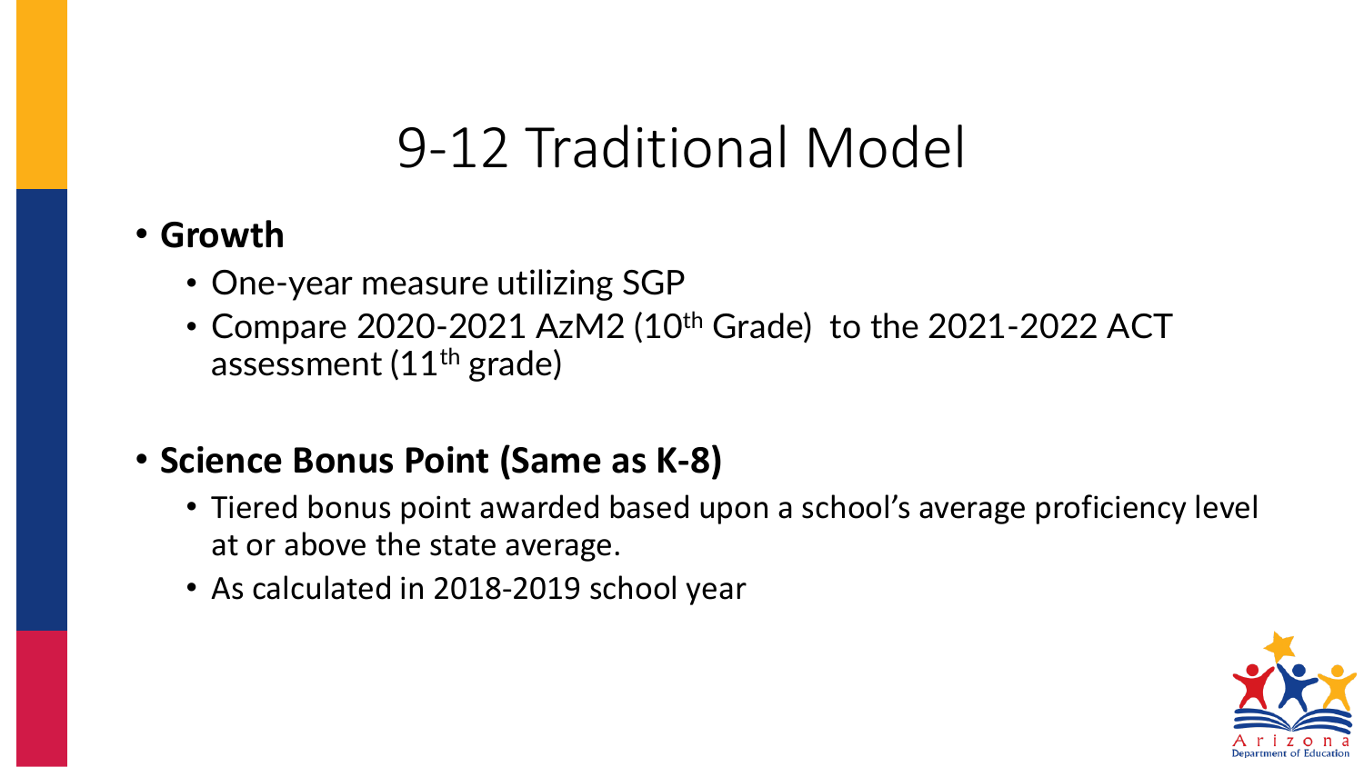# 9-12 Traditional Model

- **Growth**
  - One-year measure utilizing SGP
  - Compare 2020-2021 AzM2 ($10^{th}$ Grade) to the 2021-2022 ACT assessment ($11^{th}$ grade)

- **Science Bonus Point (Same as K-8)**
  - Tiered bonus point awarded based upon a school's average proficiency level at or above the state average.
  - As calculated in 2018-2019 school year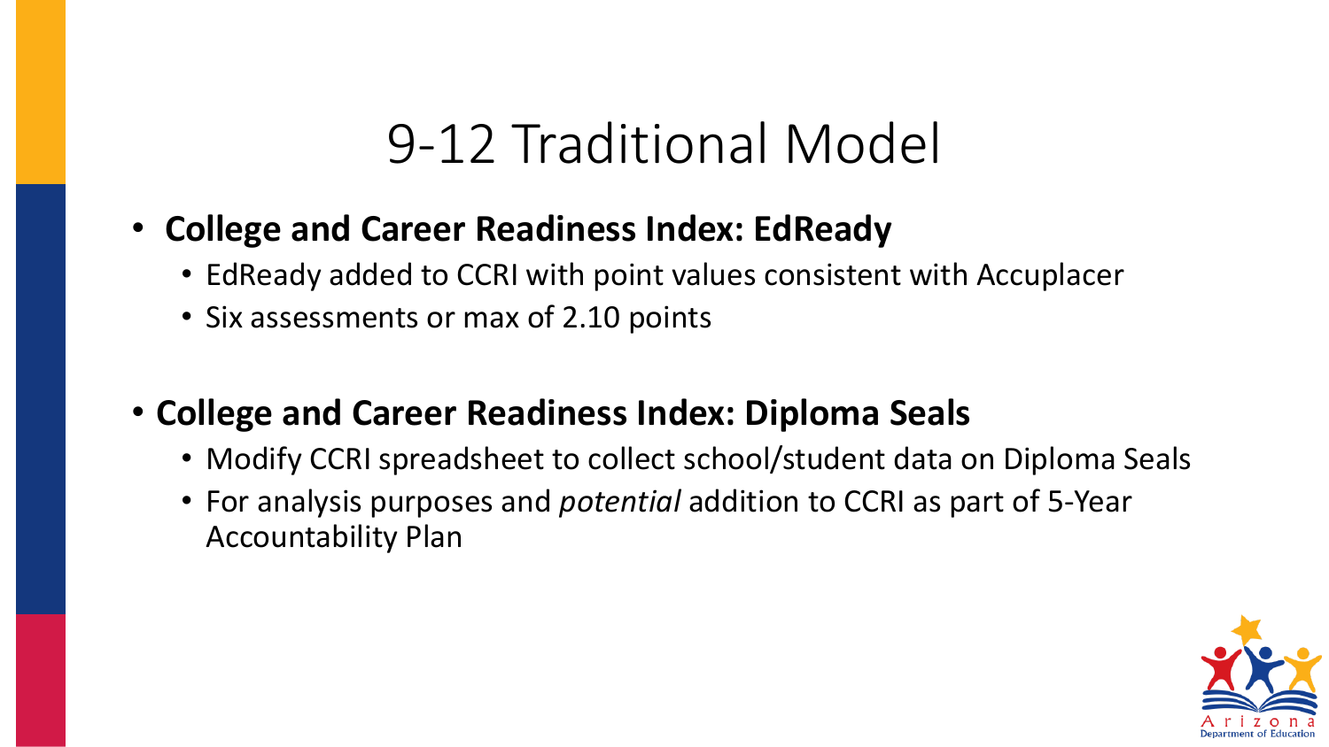# 9-12 Traditional Model

- **College and Career Readiness Index: EdReady**
  - EdReady added to CCRI with point values consistent with Accuplacer
  - Six assessments or max of 2.10 points

- **College and Career Readiness Index: Diploma Seals**
  - Modify CCRI spreadsheet to collect school/student data on Diploma Seals
  - For analysis purposes and *potential* addition to CCRI as part of 5-Year Accountability Plan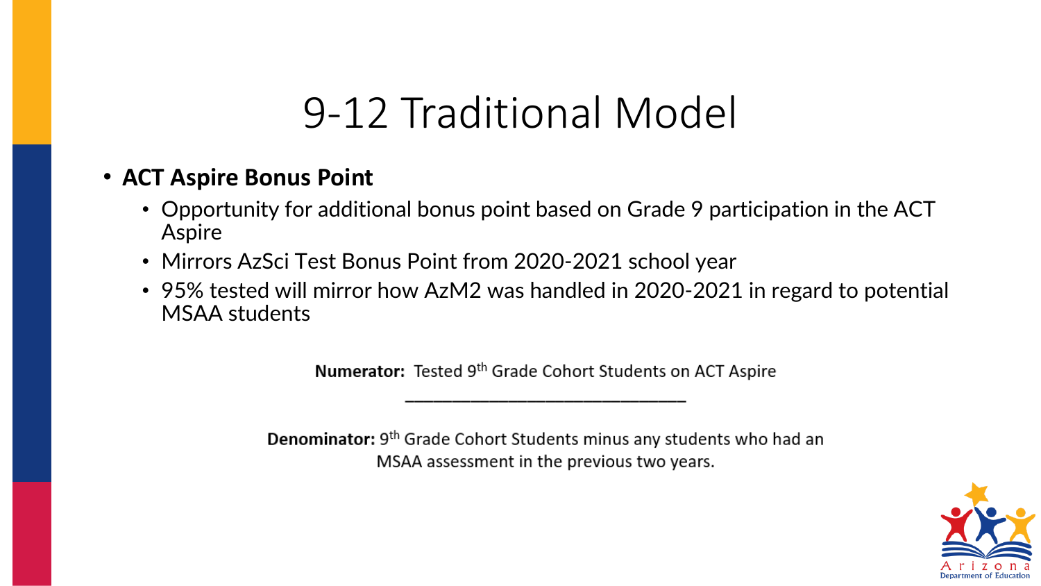# 9-12 Traditional Model

- **ACT Aspire Bonus Point**
  - Opportunity for additional bonus point based on Grade 9 participation in the ACT Aspire
  - Mirrors AzSci Test Bonus Point from 2020-2021 school year
  - 95% tested will mirror how AzM2 was handled in 2020-2021 in regard to potential MSAA students

**Numerator:** Tested 9th Grade Cohort Students on ACT Aspire

---

**Denominator:** 9th Grade Cohort Students minus any students who had an MSAA assessment in the previous two years.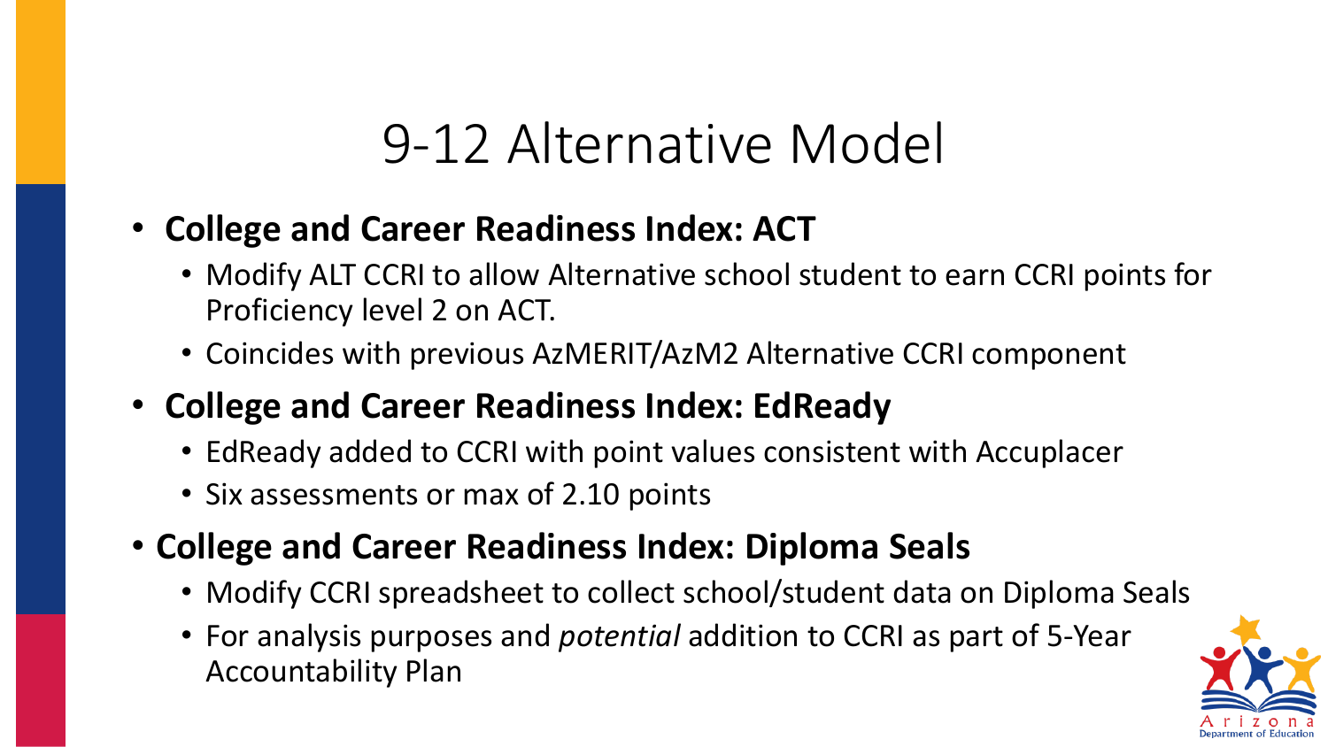# 9-12 Alternative Model

- **College and Career Readiness Index: ACT**
  - Modify ALT CCRI to allow Alternative school student to earn CCRI points for Proficiency level 2 on ACT.
  - Coincides with previous AzMERIT/AzM2 Alternative CCRI component
- **College and Career Readiness Index: EdReady**
  - EdReady added to CCRI with point values consistent with Accuplacer
  - Six assessments or max of 2.10 points
- **College and Career Readiness Index: Diploma Seals**
  - Modify CCRI spreadsheet to collect school/student data on Diploma Seals
  - For analysis purposes and *potential* addition to CCRI as part of 5-Year Accountability Plan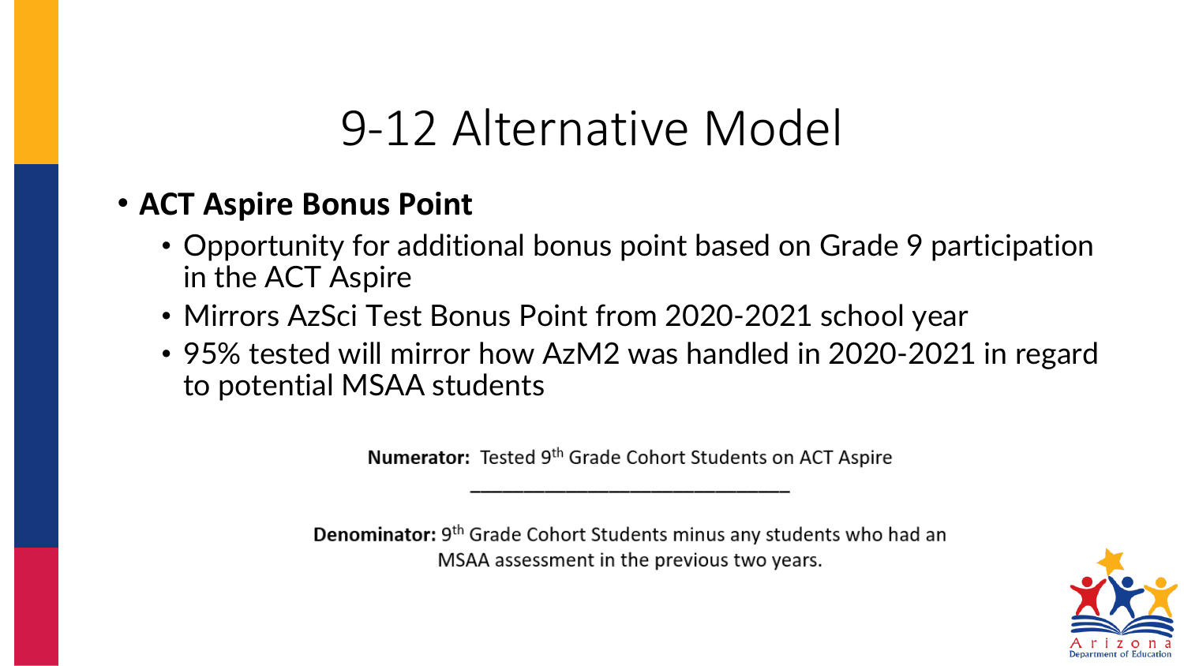# 9-12 Alternative Model

- **ACT Aspire Bonus Point**
  - Opportunity for additional bonus point based on Grade 9 participation in the ACT Aspire
  - Mirrors AzSci Test Bonus Point from 2020-2021 school year
  - 95% tested will mirror how AzM2 was handled in 2020-2021 in regard to potential MSAA students

**Numerator:** Tested 9th Grade Cohort Students on ACT Aspire

______________________________

**Denominator:** 9th Grade Cohort Students minus any students who had an MSAA assessment in the previous two years.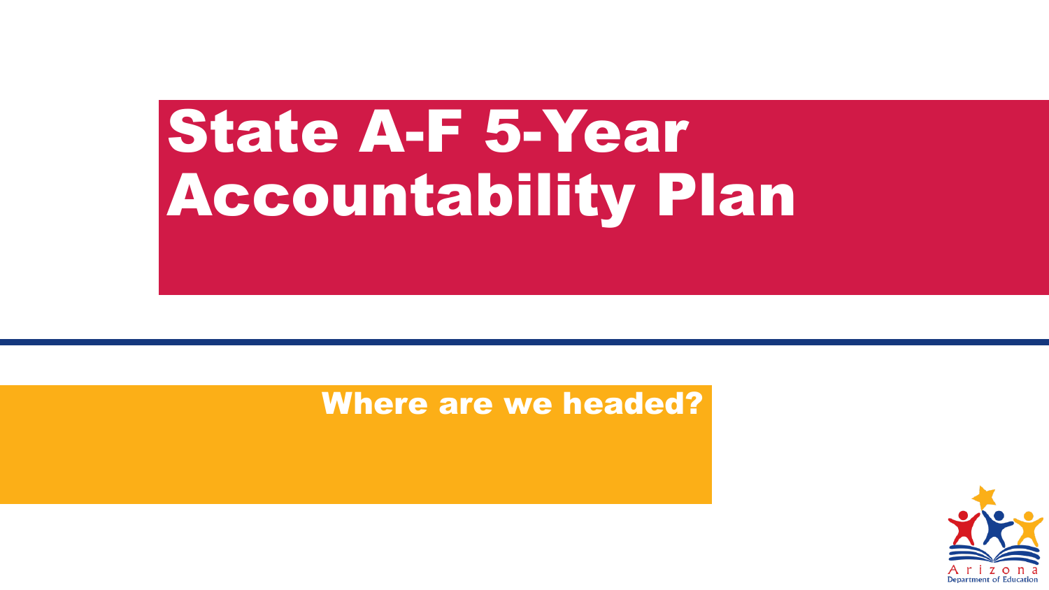# State A-F 5-Year Accountability Plan

## Where are we headed?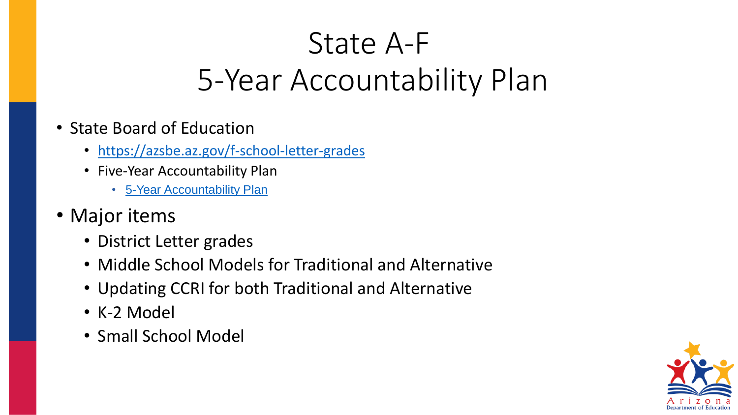# State A-F
# 5-Year Accountability Plan

- State Board of Education
  - [https://azsbe.az.gov/f-school-letter-grades](https://azsbe.az.gov/f-school-letter-grades)
  - Five-Year Accountability Plan
    - 5-Year Accountability Plan
- Major items
  - District Letter grades
  - Middle School Models for Traditional and Alternative
  - Updating CCRI for both Traditional and Alternative
  - K-2 Model
  - Small School Model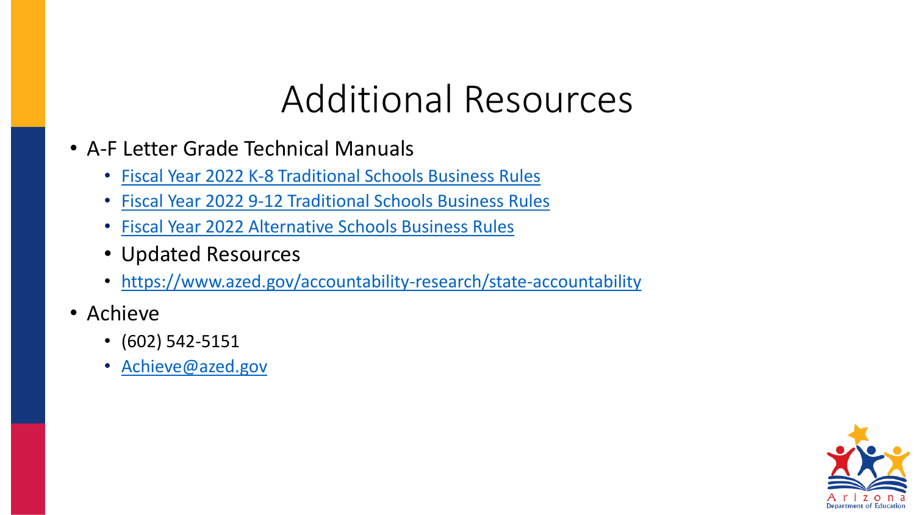# Additional Resources

- A-F Letter Grade Technical Manuals
  - Fiscal Year 2022 K-8 Traditional Schools Business Rules
  - Fiscal Year 2022 9-12 Traditional Schools Business Rules
  - Fiscal Year 2022 Alternative Schools Business Rules
  - Updated Resources
  - https://www.azed.gov/accountability-research/state-accountability
- Achieve
  - (602) 542-5151
  - Achieve@azed.gov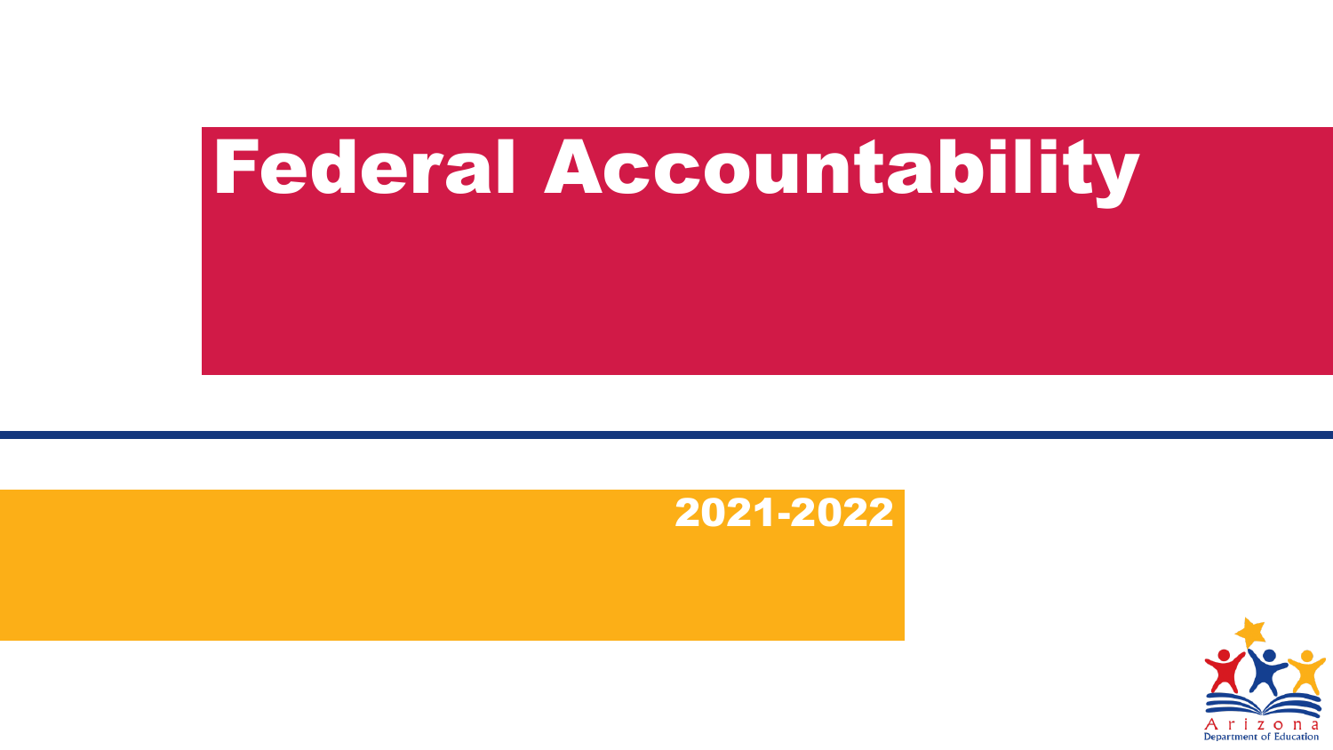# Federal Accountability

2021-2022

Arizona
Department of Education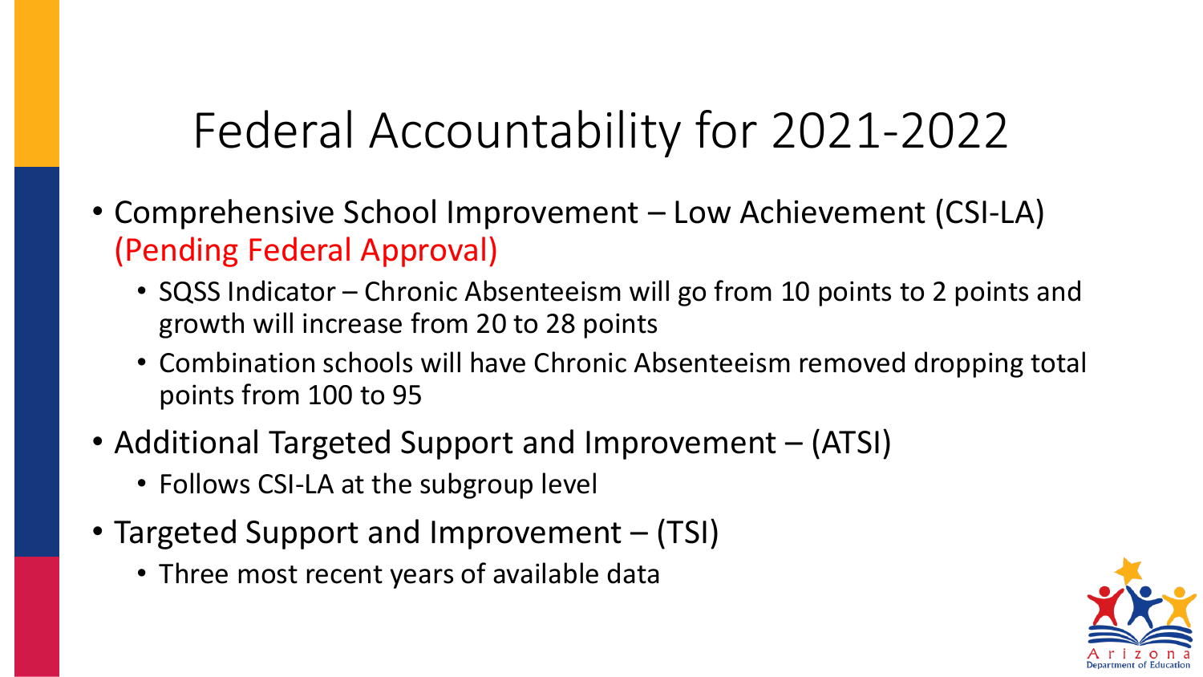# Federal Accountability for 2021-2022

- Comprehensive School Improvement – Low Achievement (CSI-LA) (Pending Federal Approval)
  - SQSS Indicator – Chronic Absenteeism will go from 10 points to 2 points and growth will increase from 20 to 28 points
  - Combination schools will have Chronic Absenteeism removed dropping total points from 100 to 95
- Additional Targeted Support and Improvement – (ATSI)
  - Follows CSI-LA at the subgroup level
- Targeted Support and Improvement – (TSI)
  - Three most recent years of available data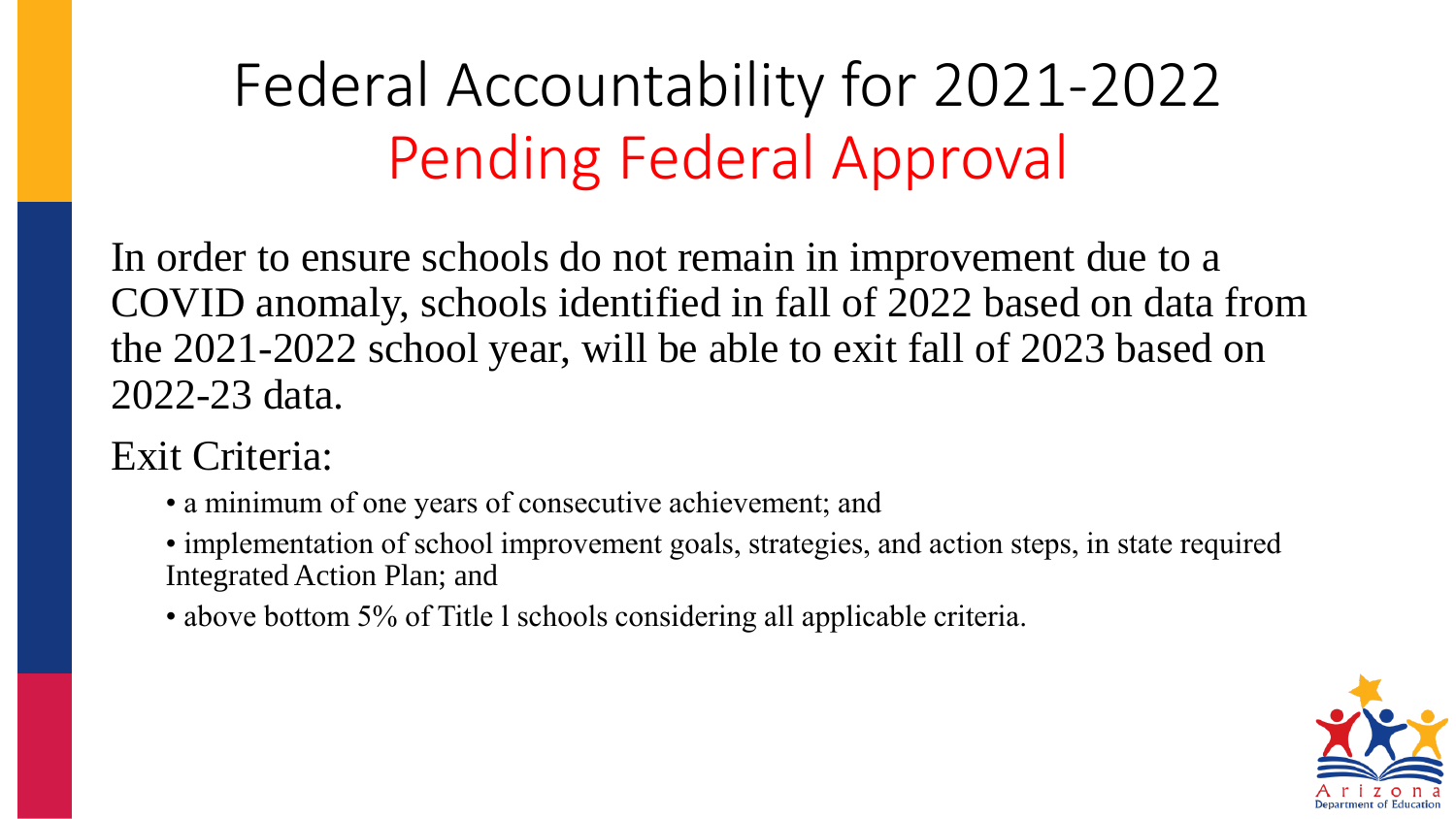# Federal Accountability for 2021-2022
## Pending Federal Approval

In order to ensure schools do not remain in improvement due to a COVID anomaly, schools identified in fall of 2022 based on data from the 2021-2022 school year, will be able to exit fall of 2023 based on 2022-23 data.

Exit Criteria:

- a minimum of one years of consecutive achievement; and
- implementation of school improvement goals, strategies, and action steps, in state required Integrated Action Plan; and
- above bottom 5% of Title l schools considering all applicable criteria.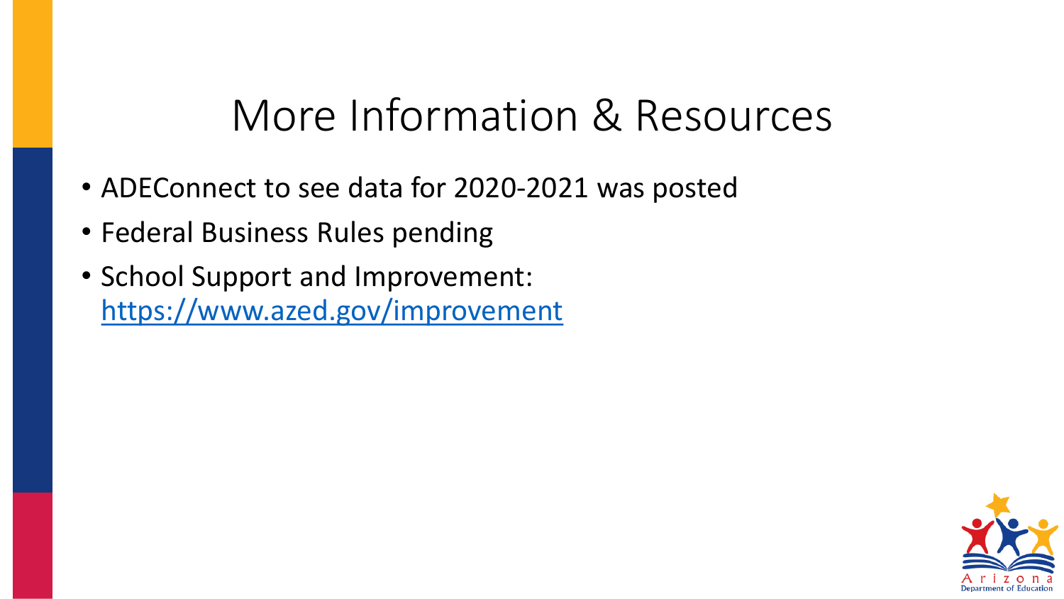# More Information & Resources

- ADEConnect to see data for 2020-2021 was posted
- Federal Business Rules pending
- School Support and Improvement: https://www.azed.gov/improvement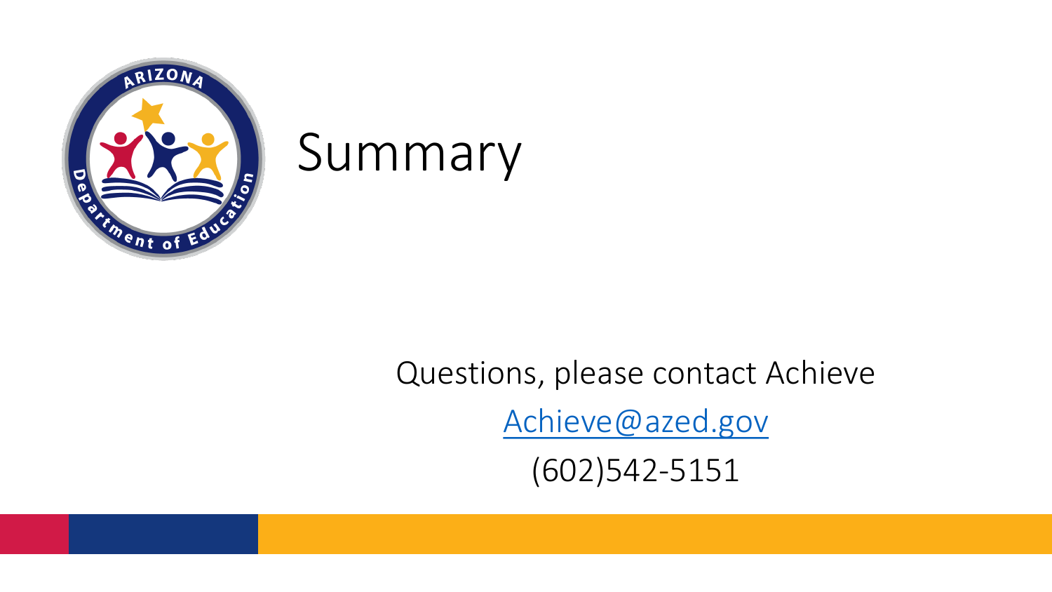# Summary

Questions, please contact Achieve

Achieve@azed.gov

(602)542-5151